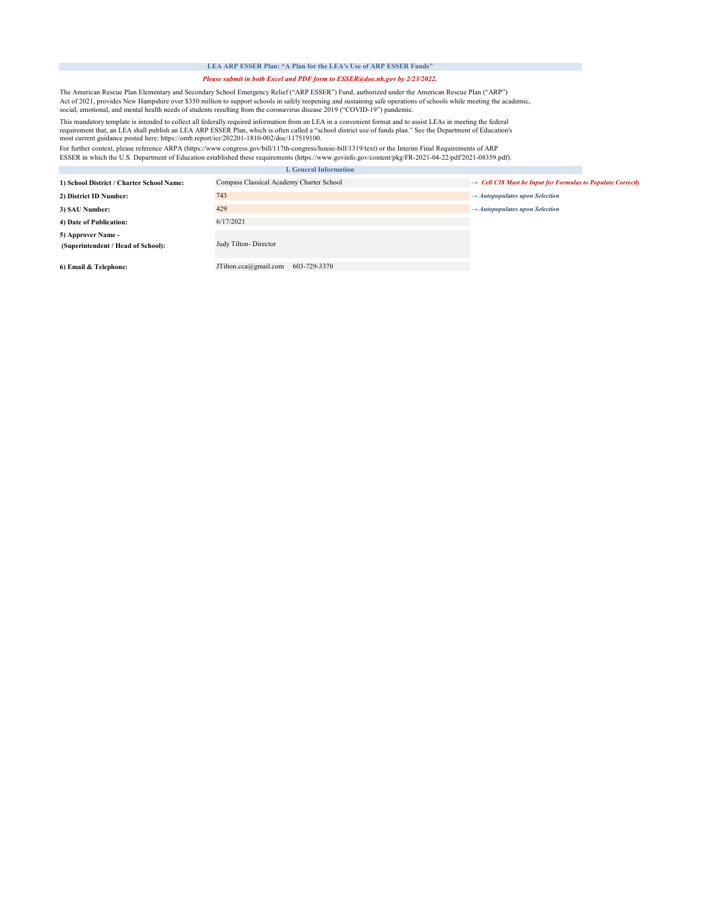## LEA ARP ESSER Plan: "A Plan for the LEA's Use of ARP ESSER Funds"

***Please submit in both Excel and PDF form to ESSER@doe.nh.gov by 2/23/2022.***

The American Rescue Plan Elementary and Secondary School Emergency Relief ("ARP ESSER") Fund, authorized under the American Rescue Plan ("ARP") Act of 2021, provides New Hampshire over $350 million to support schools in safely reopening and sustaining safe operations of schools while meeting the academic, social, emotional, and mental health needs of students resulting from the coronavirus disease 2019 ("COVID-19") pandemic.

This mandatory template is intended to collect all federally required information from an LEA in a convenient format and to assist LEAs in meeting the federal requirement that, an LEA shall publish an LEA ARP ESSER Plan, which is often called a "school district use of funds plan." See the Department of Education's most current guidance posted here: https://omb.report/icr/202201-1810-002/doc/117519100.

For further context, please reference ARPA (https://www.congress.gov/bill/117th-congress/house-bill/1319/text) or the Interim Final Requirements of ARP ESSER in which the U.S. Department of Education established these requirements (https://www.govinfo.gov/content/pkg/FR-2021-04-22/pdf/2021-08359.pdf).

### I. General Information

| | | |
|---|---|---|
| **1) School District / Charter School Name:** | Compass Classical Academy Charter School | *→ Cell C18 Must be Input for Formulas to Populate Correctly* |
| **2) District ID Number:** | 743 | *→ Autopopulates upon Selection* |
| **3) SAU Number:** | 429 | *→ Autopopulates upon Selection* |
| **4) Date of Publication:** | 6/17/2021 | |
| **5) Approver Name - (Superintendent / Head of School):** | Judy Tilton- Director | |
| **6) Email & Telephone:** | JTilton.cca@gmail.com 603-729-3370 | |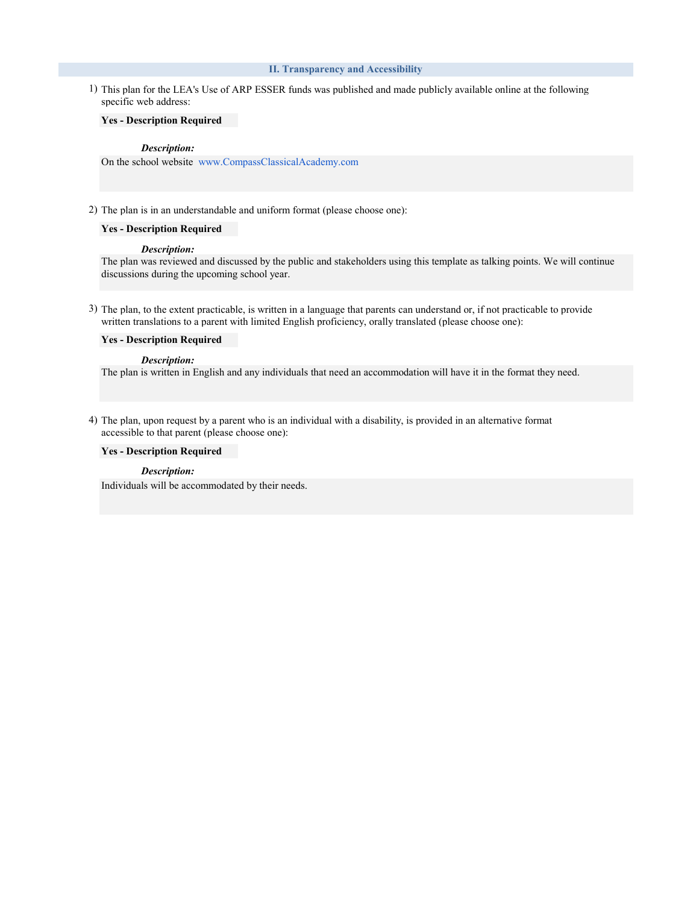## II. Transparency and Accessibility

1) This plan for the LEA's Use of ARP ESSER funds was published and made publicly available online at the following specific web address:

**Yes - Description Required**

***Description:***

On the school website www.CompassClassicalAcademy.com

2) The plan is in an understandable and uniform format (please choose one):

**Yes - Description Required**

***Description:***

The plan was reviewed and discussed by the public and stakeholders using this template as talking points. We will continue discussions during the upcoming school year.

3) The plan, to the extent practicable, is written in a language that parents can understand or, if not practicable to provide written translations to a parent with limited English proficiency, orally translated (please choose one):

**Yes - Description Required**

***Description:***

The plan is written in English and any individuals that need an accommodation will have it in the format they need.

4) The plan, upon request by a parent who is an individual with a disability, is provided in an alternative format accessible to that parent (please choose one):

**Yes - Description Required**

***Description:***

Individuals will be accommodated by their needs.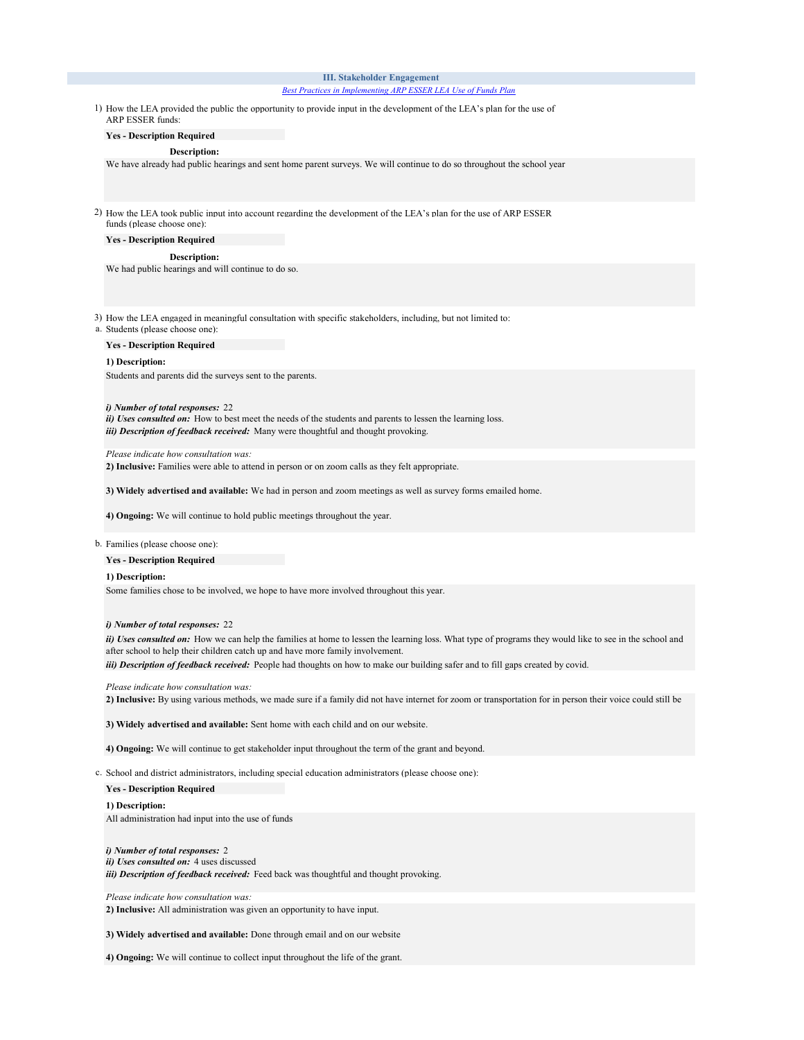## III. Stakeholder Engagement

Best Practices in Implementing ARP ESSER LEA Use of Funds Plan

1) How the LEA provided the public the opportunity to provide input in the development of the LEA's plan for the use of ARP ESSER funds:

**Yes - Description Required**

**Description:**

We have already had public hearings and sent home parent surveys. We will continue to do so throughout the school year

2) How the LEA took public input into account regarding the development of the LEA's plan for the use of ARP ESSER funds (please choose one):

**Yes - Description Required**

**Description:**

We had public hearings and will continue to do so.

3) How the LEA engaged in meaningful consultation with specific stakeholders, including, but not limited to:

a. Students (please choose one):

**Yes - Description Required**

**1) Description:**

Students and parents did the surveys sent to the parents.

***i) Number of total responses:*** 22
***ii) Uses consulted on:*** How to best meet the needs of the students and parents to lessen the learning loss.
***iii) Description of feedback received:*** Many were thoughtful and thought provoking.

*Please indicate how consultation was:*

**2) Inclusive:** Families were able to attend in person or on zoom calls as they felt appropriate.

**3) Widely advertised and available:** We had in person and zoom meetings as well as survey forms emailed home.

**4) Ongoing:** We will continue to hold public meetings throughout the year.

b. Families (please choose one):

**Yes - Description Required**

**1) Description:**

Some families chose to be involved, we hope to have more involved throughout this year.

***i) Number of total responses:*** 22
***ii) Uses consulted on:*** How we can help the families at home to lessen the learning loss. What type of programs they would like to see in the school and after school to help their children catch up and have more family involvement.
***iii) Description of feedback received:*** People had thoughts on how to make our building safer and to fill gaps created by covid.

*Please indicate how consultation was:*

**2) Inclusive:** By using various methods, we made sure if a family did not have internet for zoom or transportation for in person their voice could still be

**3) Widely advertised and available:** Sent home with each child and on our website.

**4) Ongoing:** We will continue to get stakeholder input throughout the term of the grant and beyond.

c. School and district administrators, including special education administrators (please choose one):

**Yes - Description Required**

**1) Description:**

All administration had input into the use of funds

***i) Number of total responses:*** 2
***ii) Uses consulted on:*** 4 uses discussed
***iii) Description of feedback received:*** Feed back was thoughtful and thought provoking.

*Please indicate how consultation was:*

**2) Inclusive:** All administration was given an opportunity to have input.

**3) Widely advertised and available:** Done through email and on our website

**4) Ongoing:** We will continue to collect input throughout the life of the grant.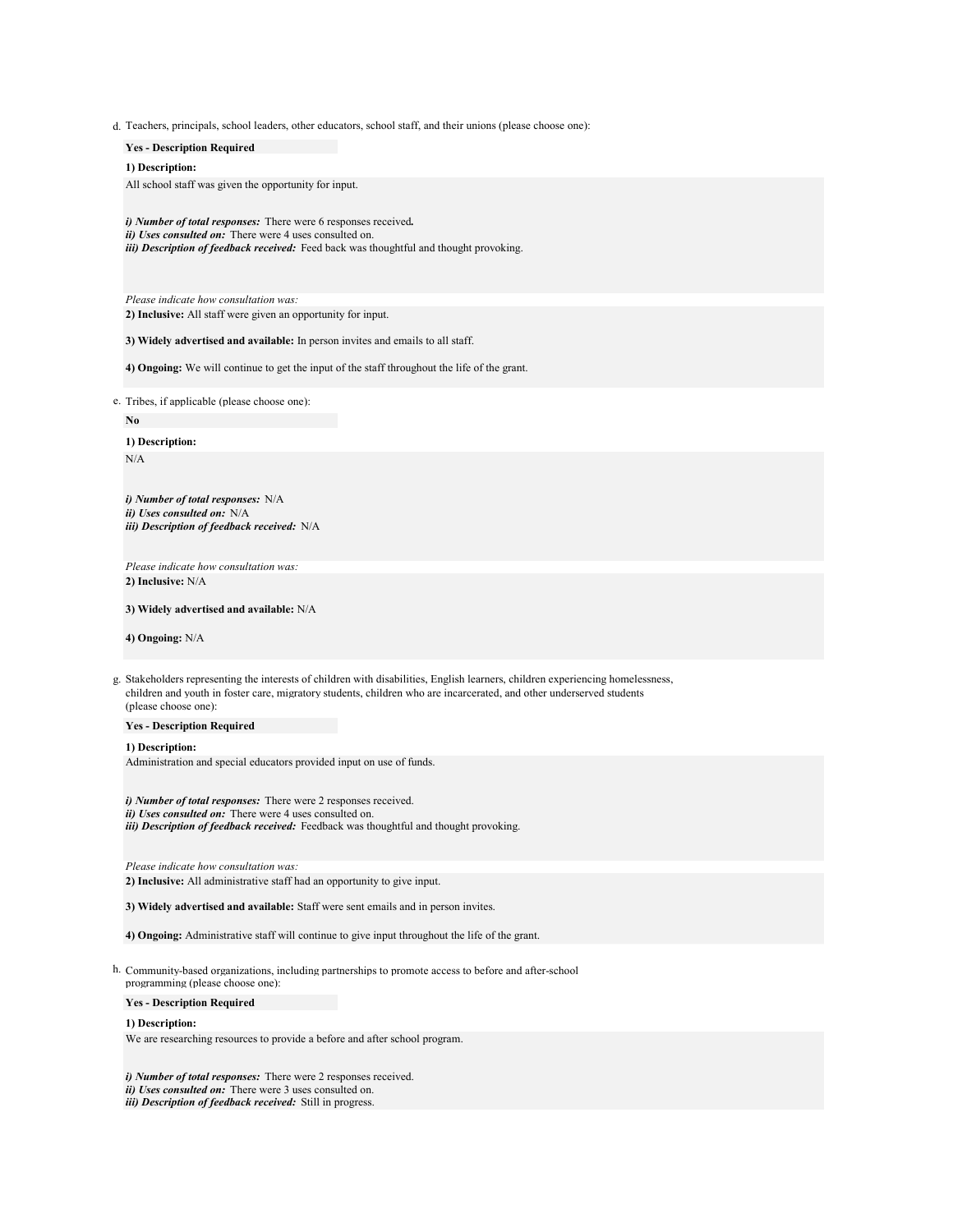d. Teachers, principals, school leaders, other educators, school staff, and their unions (please choose one):

**Yes - Description Required**

**1) Description:**

All school staff was given the opportunity for input.

***i) Number of total responses:*** There were 6 responses received.
***ii) Uses consulted on:*** There were 4 uses consulted on.
***iii) Description of feedback received:*** Feed back was thoughtful and thought provoking.

*Please indicate how consultation was:*

**2) Inclusive:** All staff were given an opportunity for input.

**3) Widely advertised and available:** In person invites and emails to all staff.

**4) Ongoing:** We will continue to get the input of the staff throughout the life of the grant.

e. Tribes, if applicable (please choose one):

**No**

**1) Description:**

N/A

***i) Number of total responses:*** N/A
***ii) Uses consulted on:*** N/A
***iii) Description of feedback received:*** N/A

*Please indicate how consultation was:*

**2) Inclusive:** N/A

**3) Widely advertised and available:** N/A

**4) Ongoing:** N/A

g. Stakeholders representing the interests of children with disabilities, English learners, children experiencing homelessness, children and youth in foster care, migratory students, children who are incarcerated, and other underserved students (please choose one):

**Yes - Description Required**

**1) Description:**

Administration and special educators provided input on use of funds.

***i) Number of total responses:*** There were 2 responses received.
***ii) Uses consulted on:*** There were 4 uses consulted on.
***iii) Description of feedback received:*** Feedback was thoughtful and thought provoking.

*Please indicate how consultation was:*

**2) Inclusive:** All administrative staff had an opportunity to give input.

**3) Widely advertised and available:** Staff were sent emails and in person invites.

**4) Ongoing:** Administrative staff will continue to give input throughout the life of the grant.

h. Community-based organizations, including partnerships to promote access to before and after-school programming (please choose one):

**Yes - Description Required**

**1) Description:**

We are researching resources to provide a before and after school program.

***i) Number of total responses:*** There were 2 responses received.
***ii) Uses consulted on:*** There were 3 uses consulted on.
***iii) Description of feedback received:*** Still in progress.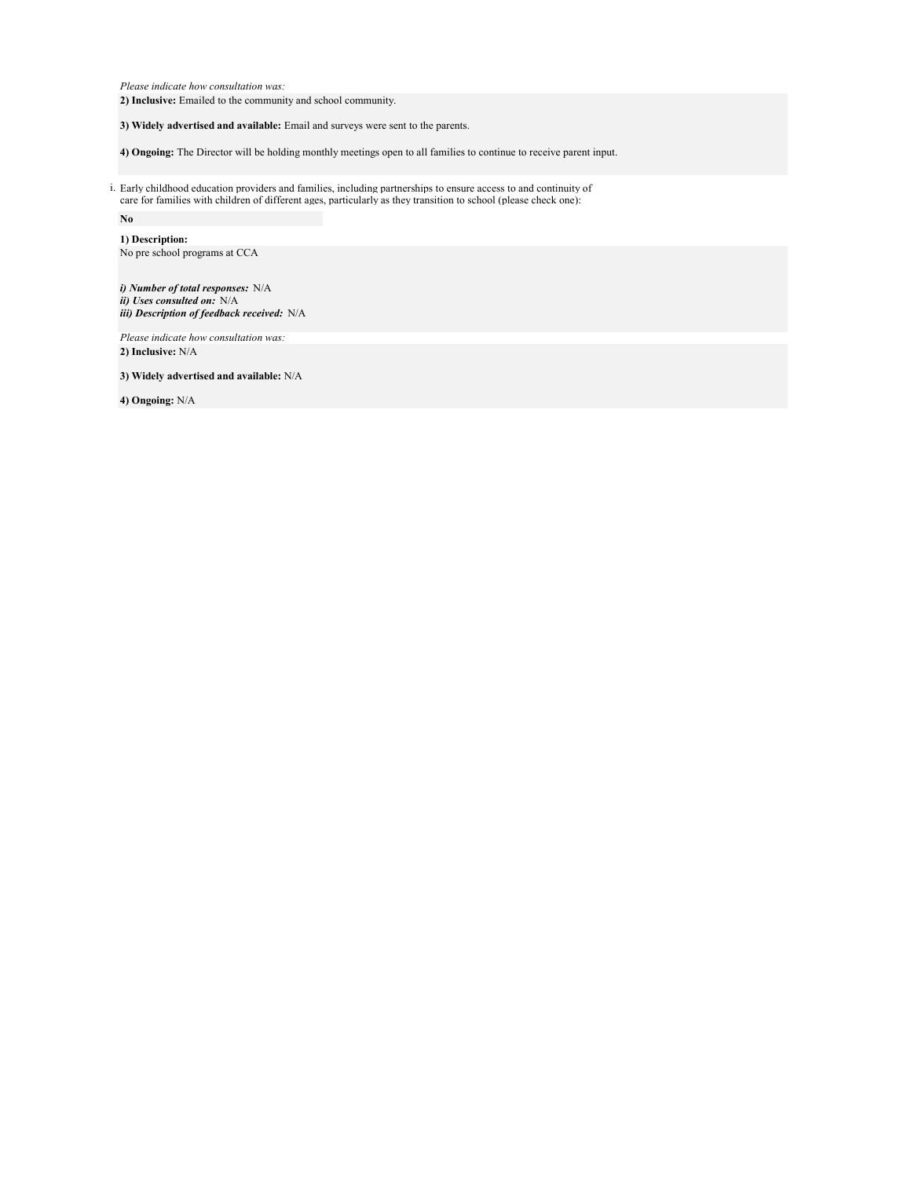*Please indicate how consultation was:*

**2) Inclusive:** Emailed to the community and school community.

**3) Widely advertised and available:** Email and surveys were sent to the parents.

**4) Ongoing:** The Director will be holding monthly meetings open to all families to continue to receive parent input.

i. Early childhood education providers and families, including partnerships to ensure access to and continuity of care for families with children of different ages, particularly as they transition to school (please check one):

**No**

**1) Description:**

No pre school programs at CCA

***i) Number of total responses:*** N/A
***ii) Uses consulted on:*** N/A
***iii) Description of feedback received:*** N/A

*Please indicate how consultation was:*

**2) Inclusive:** N/A

**3) Widely advertised and available:** N/A

**4) Ongoing:** N/A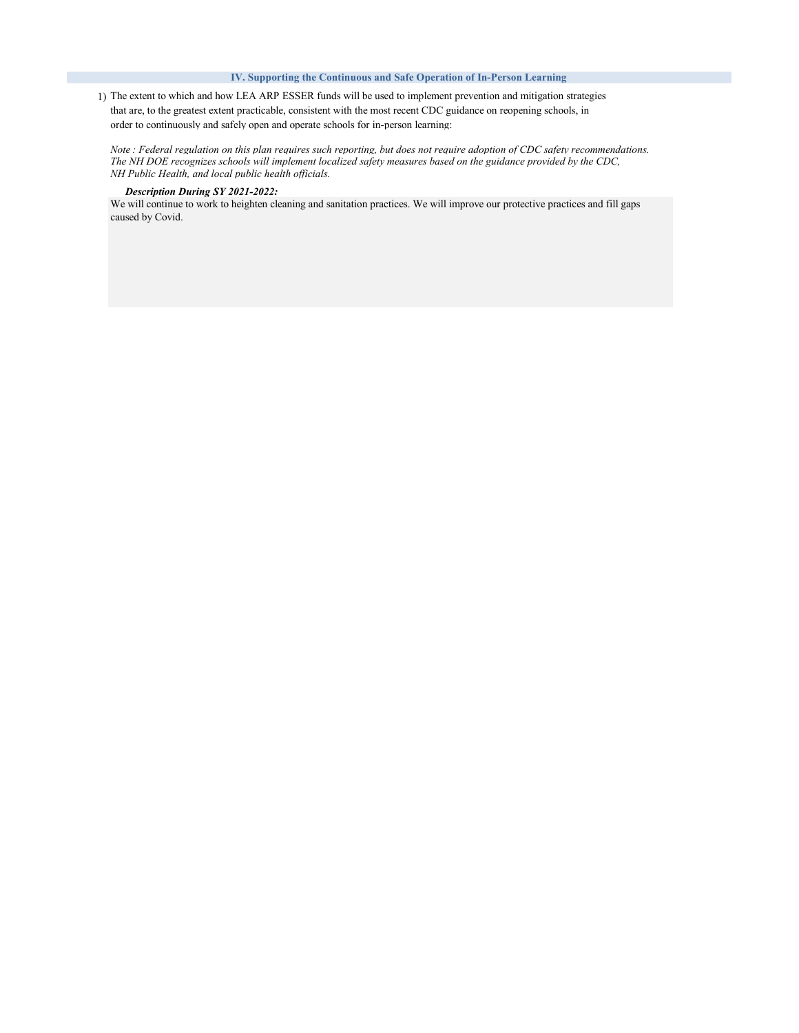## IV. Supporting the Continuous and Safe Operation of In-Person Learning

1) The extent to which and how LEA ARP ESSER funds will be used to implement prevention and mitigation strategies that are, to the greatest extent practicable, consistent with the most recent CDC guidance on reopening schools, in order to continuously and safely open and operate schools for in-person learning:

*Note : Federal regulation on this plan requires such reporting, but does not require adoption of CDC safety recommendations. The NH DOE recognizes schools will implement localized safety measures based on the guidance provided by the CDC, NH Public Health, and local public health officials.*

***Description During SY 2021-2022:***

We will continue to work to heighten cleaning and sanitation practices. We will improve our protective practices and fill gaps caused by Covid.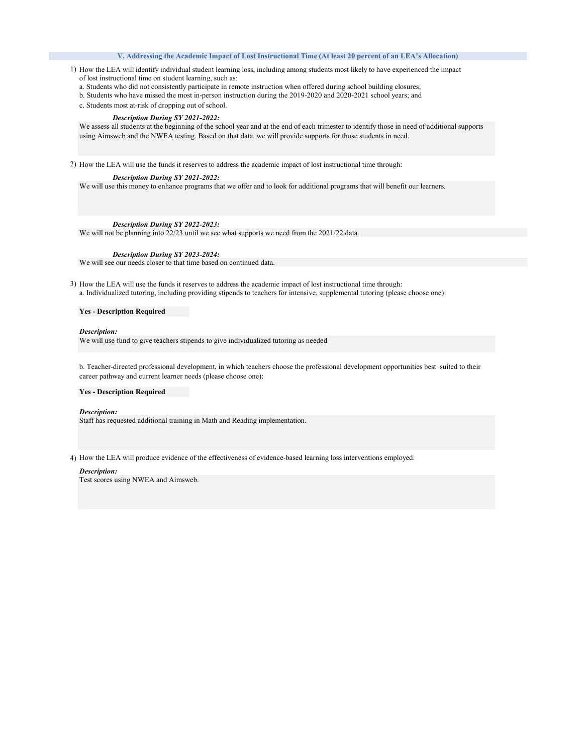## V. Addressing the Academic Impact of Lost Instructional Time (At least 20 percent of an LEA's Allocation)

1) How the LEA will identify individual student learning loss, including among students most likely to have experienced the impact of lost instructional time on student learning, such as:
   a. Students who did not consistently participate in remote instruction when offered during school building closures;
   b. Students who have missed the most in-person instruction during the 2019-2020 and 2020-2021 school years; and
   c. Students most at-risk of dropping out of school.

***Description During SY 2021-2022:***

We assess all students at the beginning of the school year and at the end of each trimester to identify those in need of additional supports using Aimsweb and the NWEA testing. Based on that data, we will provide supports for those students in need.

2) How the LEA will use the funds it reserves to address the academic impact of lost instructional time through:

***Description During SY 2021-2022:***

We will use this money to enhance programs that we offer and to look for additional programs that will benefit our learners.

***Description During SY 2022-2023:***

We will not be planning into 22/23 until we see what supports we need from the 2021/22 data.

***Description During SY 2023-2024:***

We will see our needs closer to that time based on continued data.

3) How the LEA will use the funds it reserves to address the academic impact of lost instructional time through:
   a. Individualized tutoring, including providing stipends to teachers for intensive, supplemental tutoring (please choose one):

**Yes - Description Required**

***Description:***

We will use fund to give teachers stipends to give individualized tutoring as needed

   b. Teacher-directed professional development, in which teachers choose the professional development opportunities best suited to their career pathway and current learner needs (please choose one):

**Yes - Description Required**

***Description:***

Staff has requested additional training in Math and Reading implementation.

4) How the LEA will produce evidence of the effectiveness of evidence-based learning loss interventions employed:

***Description:***

Test scores using NWEA and Aimsweb.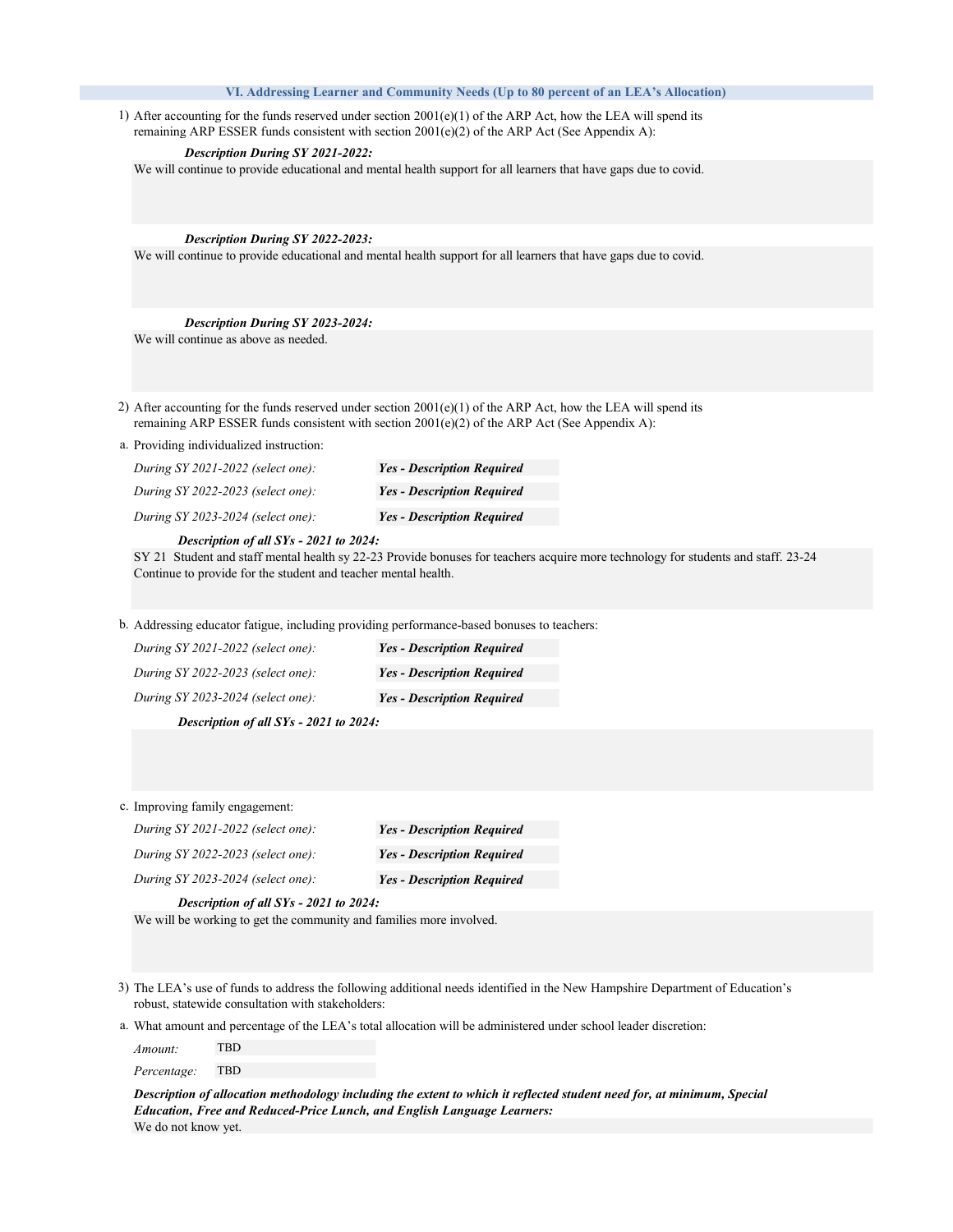## VI. Addressing Learner and Community Needs (Up to 80 percent of an LEA's Allocation)

1) After accounting for the funds reserved under section 2001(e)(1) of the ARP Act, how the LEA will spend its remaining ARP ESSER funds consistent with section 2001(e)(2) of the ARP Act (See Appendix A):

***Description During SY 2021-2022:***

We will continue to provide educational and mental health support for all learners that have gaps due to covid.

***Description During SY 2022-2023:***

We will continue to provide educational and mental health support for all learners that have gaps due to covid.

***Description During SY 2023-2024:***

We will continue as above as needed.

2) After accounting for the funds reserved under section 2001(e)(1) of the ARP Act, how the LEA will spend its remaining ARP ESSER funds consistent with section 2001(e)(2) of the ARP Act (See Appendix A):

a. Providing individualized instruction:

| | |
|---|---|
| *During SY 2021-2022 (select one):* | ***Yes - Description Required*** |
| *During SY 2022-2023 (select one):* | ***Yes - Description Required*** |
| *During SY 2023-2024 (select one):* | ***Yes - Description Required*** |

***Description of all SYs - 2021 to 2024:***

SY 21 Student and staff mental health sy 22-23 Provide bonuses for teachers acquire more technology for students and staff. 23-24 Continue to provide for the student and teacher mental health.

b. Addressing educator fatigue, including providing performance-based bonuses to teachers:

| | |
|---|---|
| *During SY 2021-2022 (select one):* | ***Yes - Description Required*** |
| *During SY 2022-2023 (select one):* | ***Yes - Description Required*** |
| *During SY 2023-2024 (select one):* | ***Yes - Description Required*** |

***Description of all SYs - 2021 to 2024:***

c. Improving family engagement:

| | |
|---|---|
| *During SY 2021-2022 (select one):* | ***Yes - Description Required*** |
| *During SY 2022-2023 (select one):* | ***Yes - Description Required*** |
| *During SY 2023-2024 (select one):* | ***Yes - Description Required*** |

***Description of all SYs - 2021 to 2024:***

We will be working to get the community and families more involved.

3) The LEA's use of funds to address the following additional needs identified in the New Hampshire Department of Education's robust, statewide consultation with stakeholders:

a. What amount and percentage of the LEA's total allocation will be administered under school leader discretion:

| | |
|---|---|
| *Amount:* | TBD |
| *Percentage:* | TBD |

***Description of allocation methodology including the extent to which it reflected student need for, at minimum, Special Education, Free and Reduced-Price Lunch, and English Language Learners:***

We do not know yet.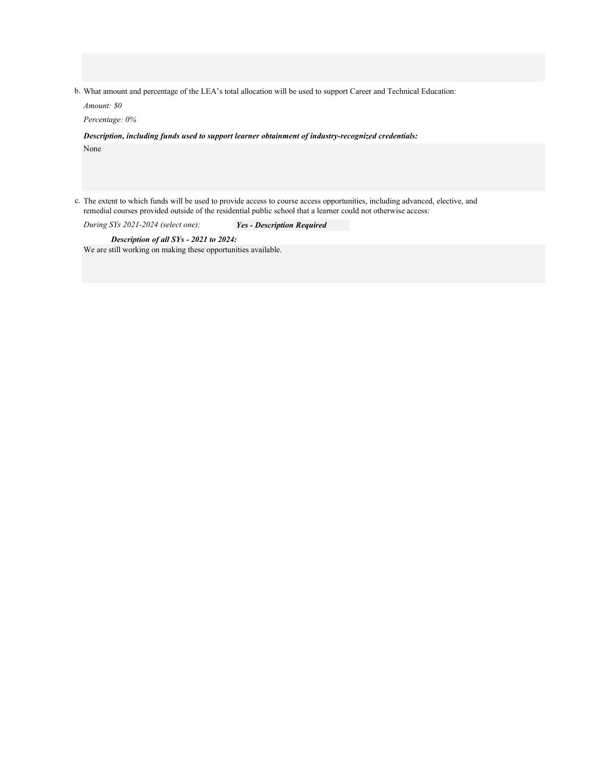b. What amount and percentage of the LEA's total allocation will be used to support Career and Technical Education:

*Amount: $0*

*Percentage: 0%*

***Description, including funds used to support learner obtainment of industry-recognized credentials:***

None

c. The extent to which funds will be used to provide access to course access opportunities, including advanced, elective, and remedial courses provided outside of the residential public school that a learner could not otherwise access:

*During SYs 2021-2024 (select one):* ***Yes - Description Required***

***Description of all SYs - 2021 to 2024:***

We are still working on making these opportunities available.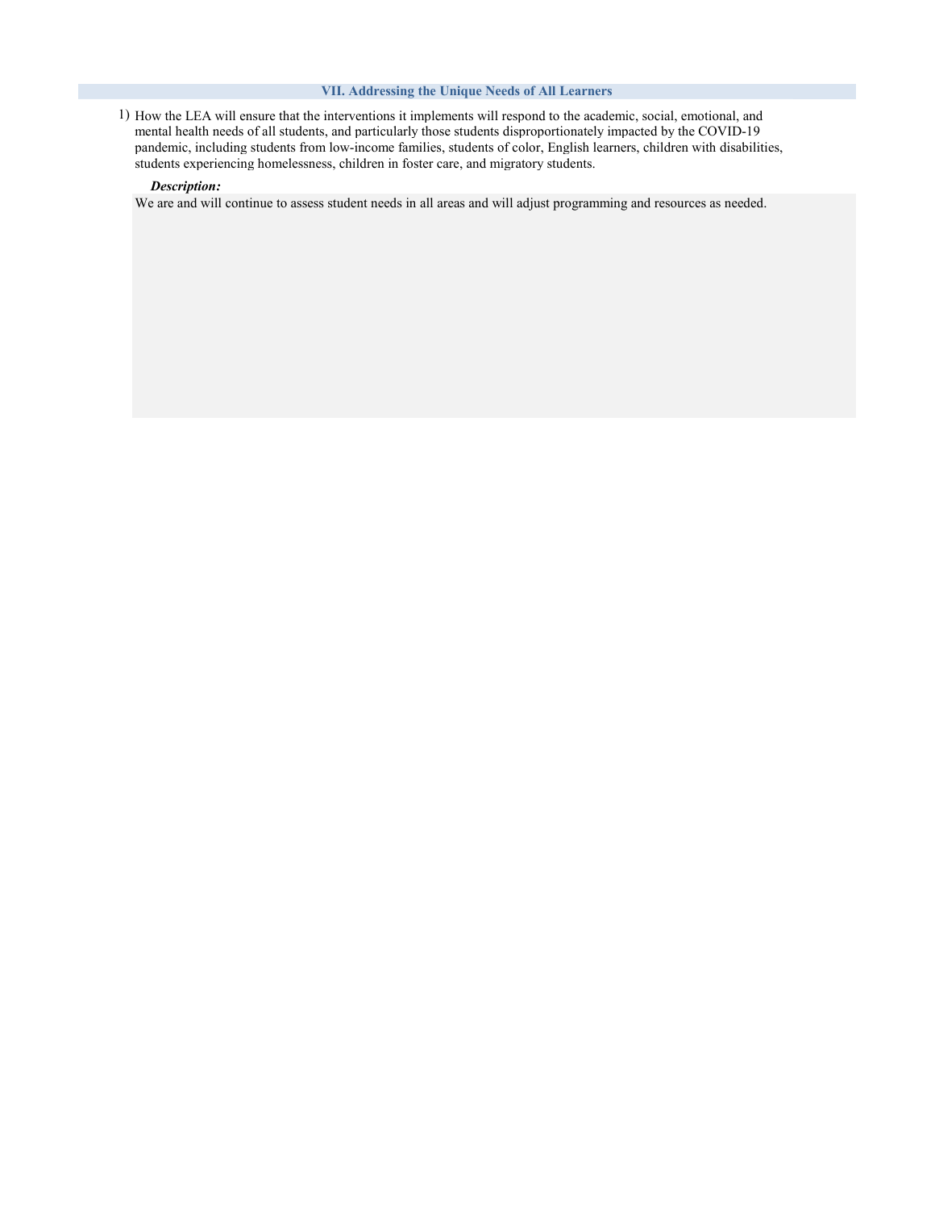## VII. Addressing the Unique Needs of All Learners

1) How the LEA will ensure that the interventions it implements will respond to the academic, social, emotional, and mental health needs of all students, and particularly those students disproportionately impacted by the COVID-19 pandemic, including students from low-income families, students of color, English learners, children with disabilities, students experiencing homelessness, children in foster care, and migratory students.

***Description:***

We are and will continue to assess student needs in all areas and will adjust programming and resources as needed.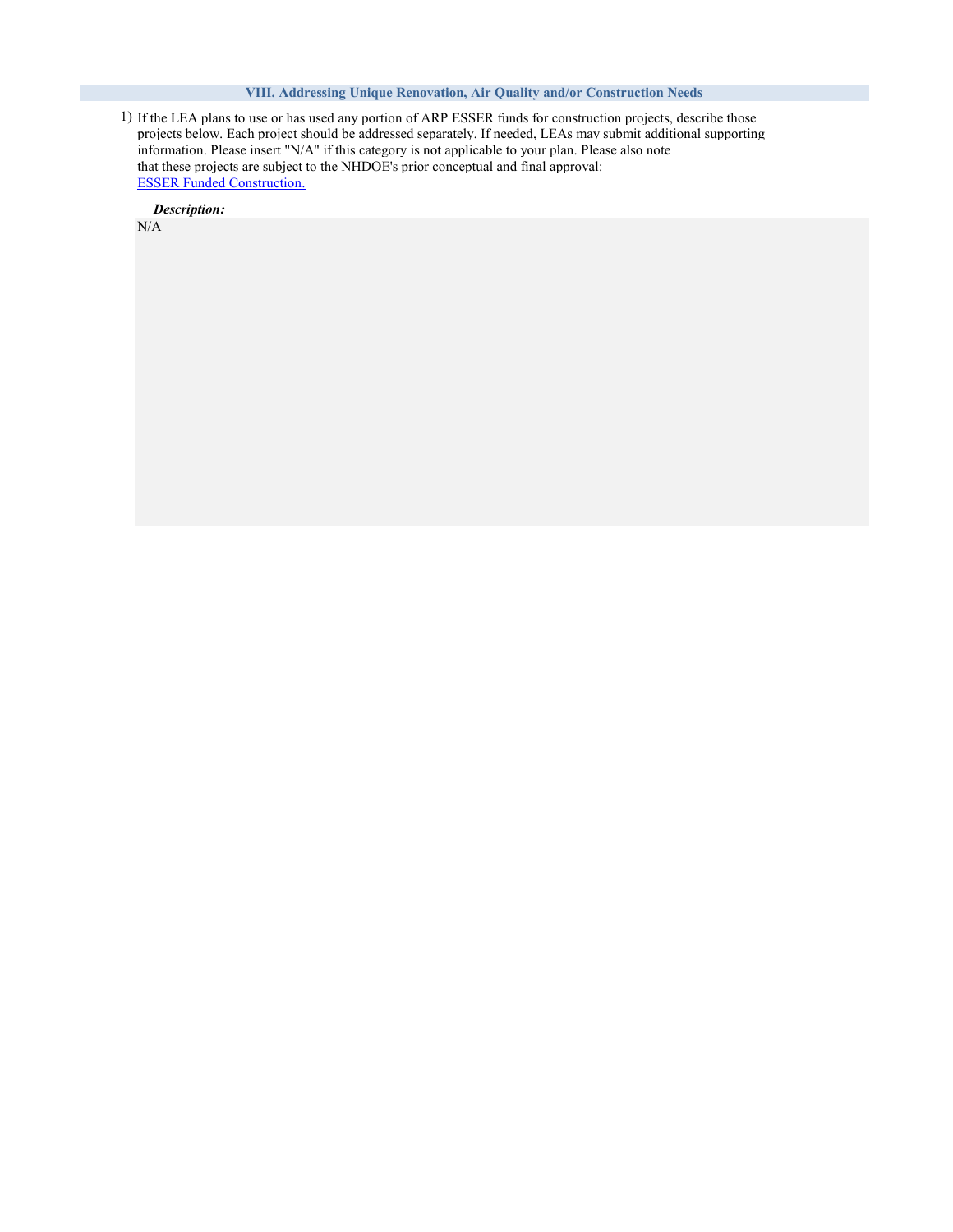## VIII. Addressing Unique Renovation, Air Quality and/or Construction Needs

1) If the LEA plans to use or has used any portion of ARP ESSER funds for construction projects, describe those projects below. Each project should be addressed separately. If needed, LEAs may submit additional supporting information. Please insert "N/A" if this category is not applicable to your plan. Please also note that these projects are subject to the NHDOE's prior conceptual and final approval: ESSER Funded Construction.

***Description:***

N/A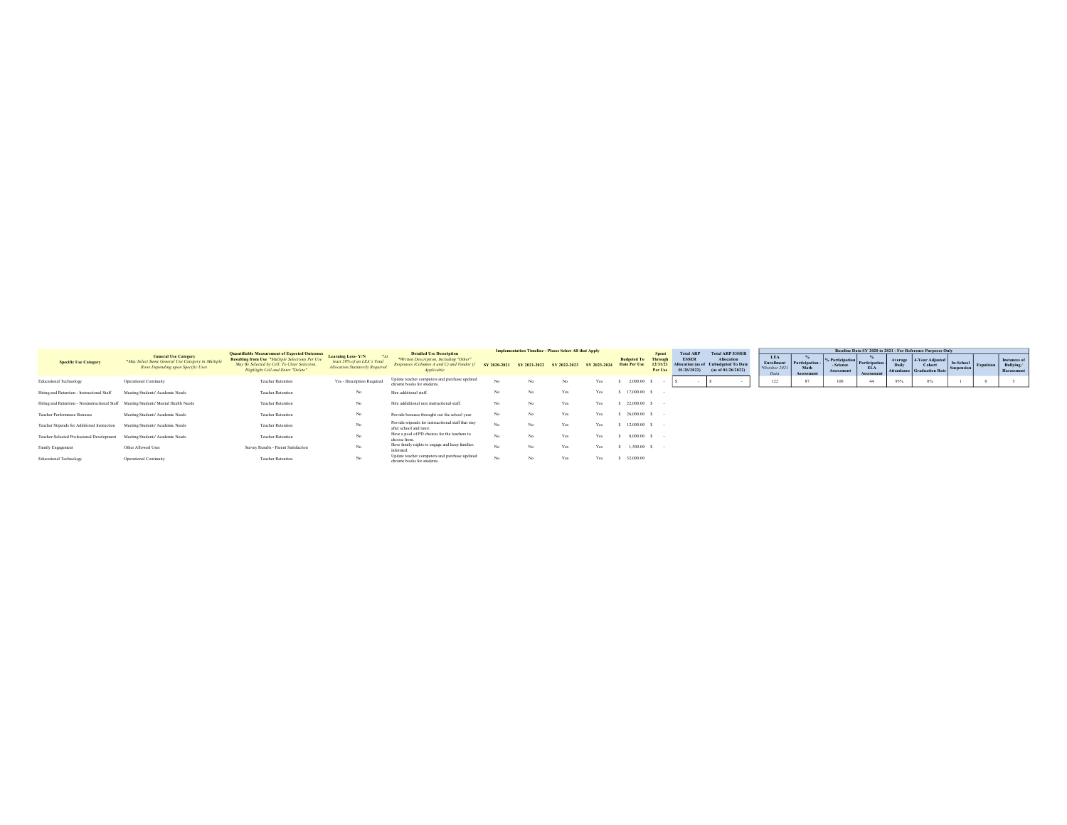| Specific Use Category | General Use Category *May Select Same General Use Category in Multiple Rows Depending upon Specific Uses | Quantifiable Measurement of Expected Outcomes Resulting from Use *Multiple Selections Per Use May Be Selected by Cell; To Clear Selection, Highlight Cell and Enter "Delete" | Learning Loss- Y/N *At least 20% of an LEA's Total Allocation Statutorily Required | Detailed Use Description *Written Description, Including "Other" Responses (Columns A and C) and Vendor if Applicable | Implementation Timeline - Please Select All that Apply | | | | Budgeted To Date Per Use | Spent Through 12/31/21 Per Use | Total ARP ESSER Allocation (as of 01/26/2022) | Total ARP ESSER Allocation Unbudgeted To Date (as of 01/26/2022) |
|---|---|---|---|---|---|---|---|---|---|---|---|---|
| | | | | | SY 2020-2021 | SY 2021-2022 | SY 2022-2023 | SY 2023-2024 | | | | |
| Educational Technology | Operational Continuity | Teacher Retention | Yes - Description Required | Update teacher computers and purchase updated chrome books for students. | No | No | No | Yes | $ 2,000.00 | $ - | $ - | $ - |
| Hiring and Retention - Instructional Staff | Meeting Students' Academic Needs | Teacher Retention | No | Hire additional staff. | No | No | Yes | Yes | $ 17,000.00 | $ - | | |
| Hiring and Retention - Noninstructional Staff | Meeting Students' Mental Health Needs | Teacher Retention | No | Hire addidtional non instructional staff. | No | No | Yes | Yes | $ 22,000.00 | $ - | | |
| Teacher Performance Bonuses | Meeting Students' Academic Needs | Teacher Retention | No | Provide bonuses throught out the school year. | No | No | Yes | Yes | $ 26,000.00 | $ - | | |
| Teacher Stipends for Additional Instruction | Meeting Students' Academic Needs | Teacher Retention | No | Provide stipends for instructional staff that stay after school and tutor. | No | No | Yes | Yes | $ 12,000.00 | $ - | | |
| Teacher-Selected Professional Development | Meeting Students' Academic Needs | Teacher Retention | No | Have a pool of PD choices for the teachers to choose from. | No | No | Yes | Yes | $ 8,000.00 | $ - | | |
| Family Engagement | Other Allowed Uses | Survey Results - Parent Satisfaction | No | Have family nights to engage and keep families informed. | No | No | Yes | Yes | $ 1,500.00 | $ - | | |
| Educational Technology | Operational Continuity | Teacher Retention | No | Update teacher computers and purchase updated chrome books for students. | No | No | Yes | Yes | $ 32,000.00 | | | |

| Baseline Data SY 2020 to 2021 - For Reference Purposes Only | | | | | | | | | |
|---|---|---|---|---|---|---|---|---|---|
| LEA Enrollment *October 2021 Data | % Participation - Math Assessment | % Participation - Science Assessment | % Participation - ELA Assessment | Average Daily Attendance | 4-Year Adjusted Cohort Graduation Rate | In-School Suspension | Expulsion | Instances of Bullying / Harassment |
| 122 | 87 | 100 | 44 | 95% | 0% | 1 | 0 | 5 |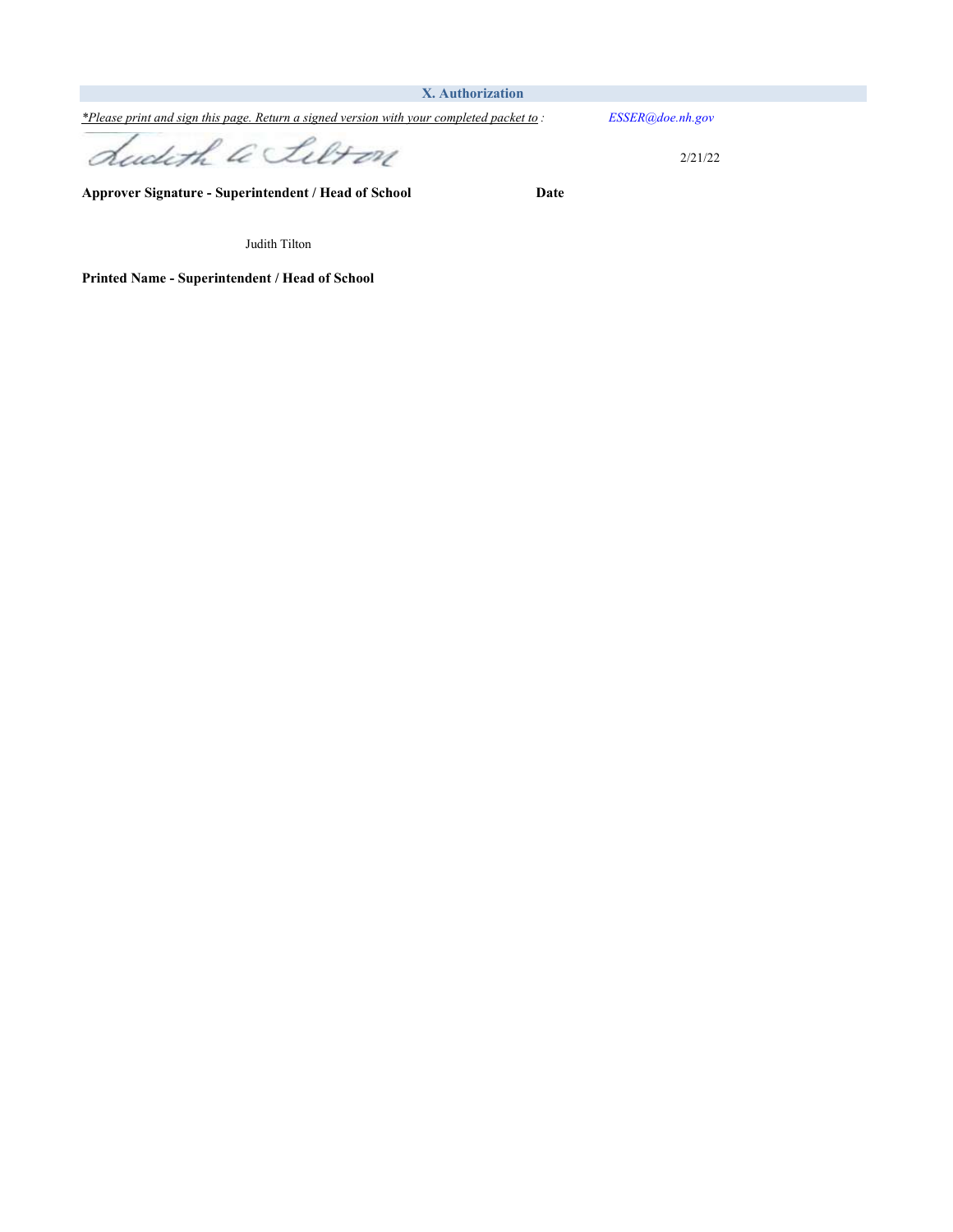## X. Authorization

*<u>Please print and sign this page. Return a signed version with your completed packet to</u> :* *ESSER@doe.nh.gov*

Judith A Tilton

2/21/22

**Approver Signature - Superintendent / Head of School** **Date**

Judith Tilton

**Printed Name - Superintendent / Head of School**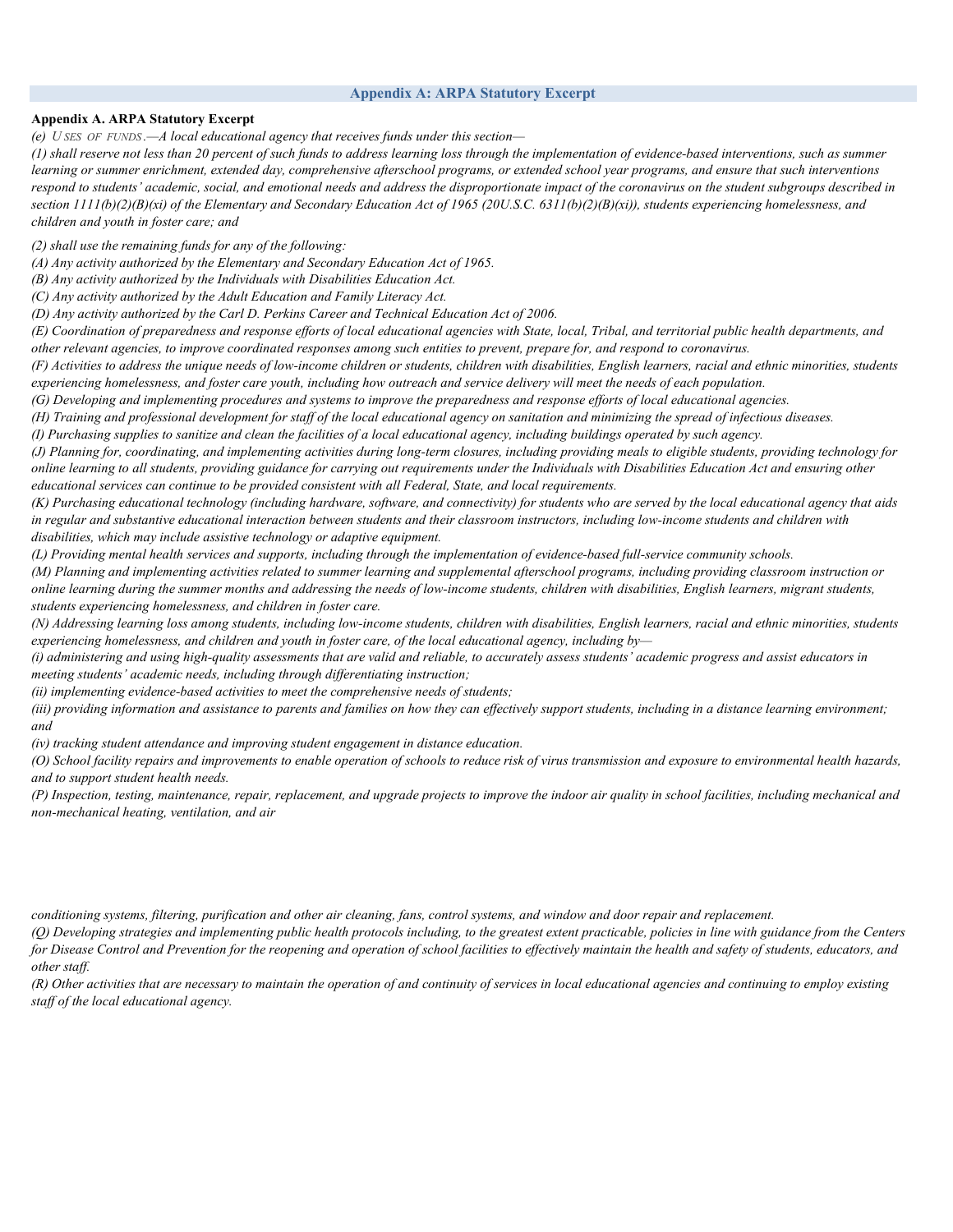## Appendix A: ARPA Statutory Excerpt

**Appendix A. ARPA Statutory Excerpt**

*(e) USES OF FUNDS.—A local educational agency that receives funds under this section—*

*(1) shall reserve not less than 20 percent of such funds to address learning loss through the implementation of evidence-based interventions, such as summer learning or summer enrichment, extended day, comprehensive afterschool programs, or extended school year programs, and ensure that such interventions respond to students' academic, social, and emotional needs and address the disproportionate impact of the coronavirus on the student subgroups described in section 1111(b)(2)(B)(xi) of the Elementary and Secondary Education Act of 1965 (20U.S.C. 6311(b)(2)(B)(xi)), students experiencing homelessness, and children and youth in foster care; and*

*(2) shall use the remaining funds for any of the following:*

*(A) Any activity authorized by the Elementary and Secondary Education Act of 1965.*

*(B) Any activity authorized by the Individuals with Disabilities Education Act.*

*(C) Any activity authorized by the Adult Education and Family Literacy Act.*

*(D) Any activity authorized by the Carl D. Perkins Career and Technical Education Act of 2006.*

*(E) Coordination of preparedness and response efforts of local educational agencies with State, local, Tribal, and territorial public health departments, and other relevant agencies, to improve coordinated responses among such entities to prevent, prepare for, and respond to coronavirus.*

*(F) Activities to address the unique needs of low-income children or students, children with disabilities, English learners, racial and ethnic minorities, students experiencing homelessness, and foster care youth, including how outreach and service delivery will meet the needs of each population.*

*(G) Developing and implementing procedures and systems to improve the preparedness and response efforts of local educational agencies.*

*(H) Training and professional development for staff of the local educational agency on sanitation and minimizing the spread of infectious diseases.*

*(I) Purchasing supplies to sanitize and clean the facilities of a local educational agency, including buildings operated by such agency.*

*(J) Planning for, coordinating, and implementing activities during long-term closures, including providing meals to eligible students, providing technology for online learning to all students, providing guidance for carrying out requirements under the Individuals with Disabilities Education Act and ensuring other educational services can continue to be provided consistent with all Federal, State, and local requirements.*

*(K) Purchasing educational technology (including hardware, software, and connectivity) for students who are served by the local educational agency that aids in regular and substantive educational interaction between students and their classroom instructors, including low-income students and children with disabilities, which may include assistive technology or adaptive equipment.*

*(L) Providing mental health services and supports, including through the implementation of evidence-based full-service community schools.*

*(M) Planning and implementing activities related to summer learning and supplemental afterschool programs, including providing classroom instruction or online learning during the summer months and addressing the needs of low-income students, children with disabilities, English learners, migrant students, students experiencing homelessness, and children in foster care.*

*(N) Addressing learning loss among students, including low-income students, children with disabilities, English learners, racial and ethnic minorities, students experiencing homelessness, and children and youth in foster care, of the local educational agency, including by—*

*(i) administering and using high-quality assessments that are valid and reliable, to accurately assess students' academic progress and assist educators in meeting students' academic needs, including through differentiating instruction;*

*(ii) implementing evidence-based activities to meet the comprehensive needs of students;*

*(iii) providing information and assistance to parents and families on how they can effectively support students, including in a distance learning environment; and*

*(iv) tracking student attendance and improving student engagement in distance education.*

*(O) School facility repairs and improvements to enable operation of schools to reduce risk of virus transmission and exposure to environmental health hazards, and to support student health needs.*

*(P) Inspection, testing, maintenance, repair, replacement, and upgrade projects to improve the indoor air quality in school facilities, including mechanical and non-mechanical heating, ventilation, and air conditioning systems, filtering, purification and other air cleaning, fans, control systems, and window and door repair and replacement.*

*(Q) Developing strategies and implementing public health protocols including, to the greatest extent practicable, policies in line with guidance from the Centers for Disease Control and Prevention for the reopening and operation of school facilities to effectively maintain the health and safety of students, educators, and other staff.*

*(R) Other activities that are necessary to maintain the operation of and continuity of services in local educational agencies and continuing to employ existing staff of the local educational agency.*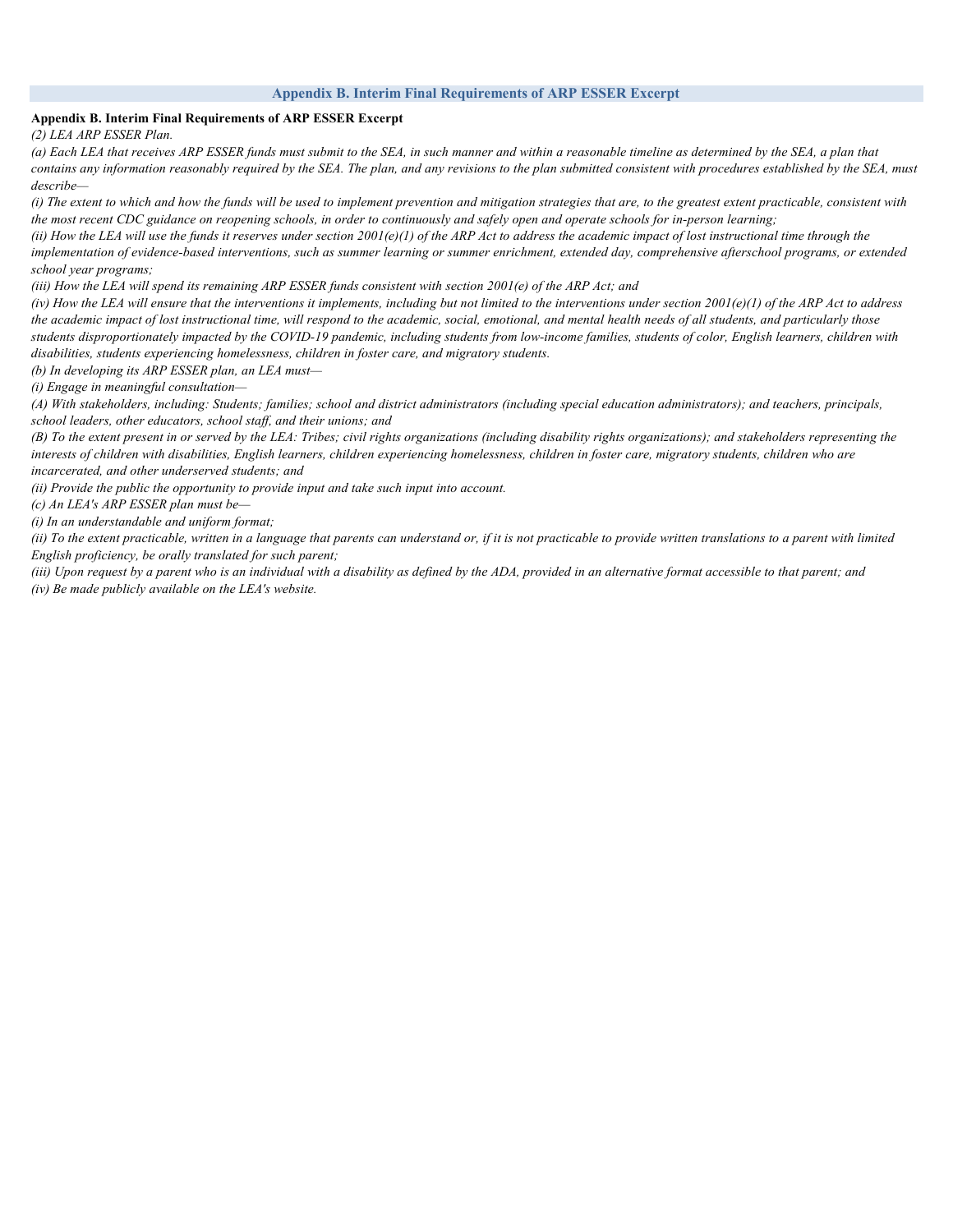## Appendix B. Interim Final Requirements of ARP ESSER Excerpt

**Appendix B. Interim Final Requirements of ARP ESSER Excerpt**

*(2) LEA ARP ESSER Plan.*

*(a) Each LEA that receives ARP ESSER funds must submit to the SEA, in such manner and within a reasonable timeline as determined by the SEA, a plan that contains any information reasonably required by the SEA. The plan, and any revisions to the plan submitted consistent with procedures established by the SEA, must describe—*

*(i) The extent to which and how the funds will be used to implement prevention and mitigation strategies that are, to the greatest extent practicable, consistent with the most recent CDC guidance on reopening schools, in order to continuously and safely open and operate schools for in-person learning;*

*(ii) How the LEA will use the funds it reserves under section 2001(e)(1) of the ARP Act to address the academic impact of lost instructional time through the implementation of evidence-based interventions, such as summer learning or summer enrichment, extended day, comprehensive afterschool programs, or extended school year programs;*

*(iii) How the LEA will spend its remaining ARP ESSER funds consistent with section 2001(e) of the ARP Act; and*

*(iv) How the LEA will ensure that the interventions it implements, including but not limited to the interventions under section 2001(e)(1) of the ARP Act to address the academic impact of lost instructional time, will respond to the academic, social, emotional, and mental health needs of all students, and particularly those students disproportionately impacted by the COVID-19 pandemic, including students from low-income families, students of color, English learners, children with disabilities, students experiencing homelessness, children in foster care, and migratory students.*

*(b) In developing its ARP ESSER plan, an LEA must—*

*(i) Engage in meaningful consultation—*

*(A) With stakeholders, including: Students; families; school and district administrators (including special education administrators); and teachers, principals, school leaders, other educators, school staff, and their unions; and*

*(B) To the extent present in or served by the LEA: Tribes; civil rights organizations (including disability rights organizations); and stakeholders representing the interests of children with disabilities, English learners, children experiencing homelessness, children in foster care, migratory students, children who are incarcerated, and other underserved students; and*

*(ii) Provide the public the opportunity to provide input and take such input into account.*

*(c) An LEA's ARP ESSER plan must be—*

*(i) In an understandable and uniform format;*

*(ii) To the extent practicable, written in a language that parents can understand or, if it is not practicable to provide written translations to a parent with limited English proficiency, be orally translated for such parent;*

*(iii) Upon request by a parent who is an individual with a disability as defined by the ADA, provided in an alternative format accessible to that parent; and*

*(iv) Be made publicly available on the LEA's website.*